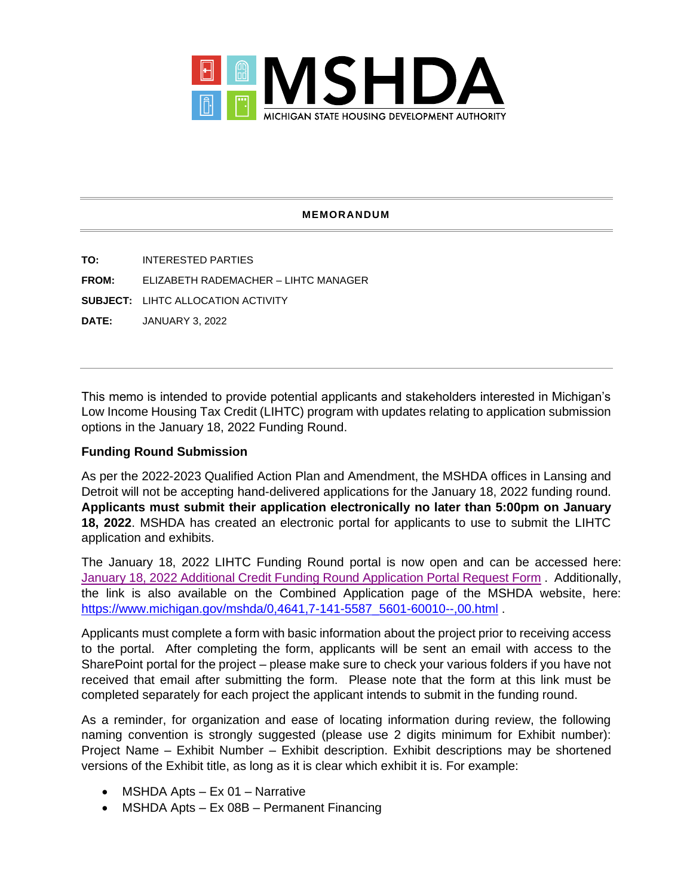MSHDA

MICHIGAN STATE HOUSING DEVELOPMENT AUTHORITY

**MEMORANDUM**

**TO:** INTERESTED PARTIES

**FROM:** ELIZABETH RADEMACHER – LIHTC MANAGER

**SUBJECT:** LIHTC ALLOCATION ACTIVITY

**DATE:** JANUARY 3, 2022

---

This memo is intended to provide potential applicants and stakeholders interested in Michigan's Low Income Housing Tax Credit (LIHTC) program with updates relating to application submission options in the January 18, 2022 Funding Round.

**Funding Round Submission**

As per the 2022-2023 Qualified Action Plan and Amendment, the MSHDA offices in Lansing and Detroit will not be accepting hand-delivered applications for the January 18, 2022 funding round. **Applicants must submit their application electronically no later than 5:00pm on January 18, 2022**. MSHDA has created an electronic portal for applicants to use to submit the LIHTC application and exhibits.

The January 18, 2022 LIHTC Funding Round portal is now open and can be accessed here: January 18, 2022 Additional Credit Funding Round Application Portal Request Form . Additionally, the link is also available on the Combined Application page of the MSHDA website, here: https://www.michigan.gov/mshda/0,4641,7-141-5587_5601-60010--,00.html .

Applicants must complete a form with basic information about the project prior to receiving access to the portal. After completing the form, applicants will be sent an email with access to the SharePoint portal for the project – please make sure to check your various folders if you have not received that email after submitting the form. Please note that the form at this link must be completed separately for each project the applicant intends to submit in the funding round.

As a reminder, for organization and ease of locating information during review, the following naming convention is strongly suggested (please use 2 digits minimum for Exhibit number): Project Name – Exhibit Number – Exhibit description. Exhibit descriptions may be shortened versions of the Exhibit title, as long as it is clear which exhibit it is. For example:

- MSHDA Apts – Ex 01 – Narrative
- MSHDA Apts – Ex 08B – Permanent Financing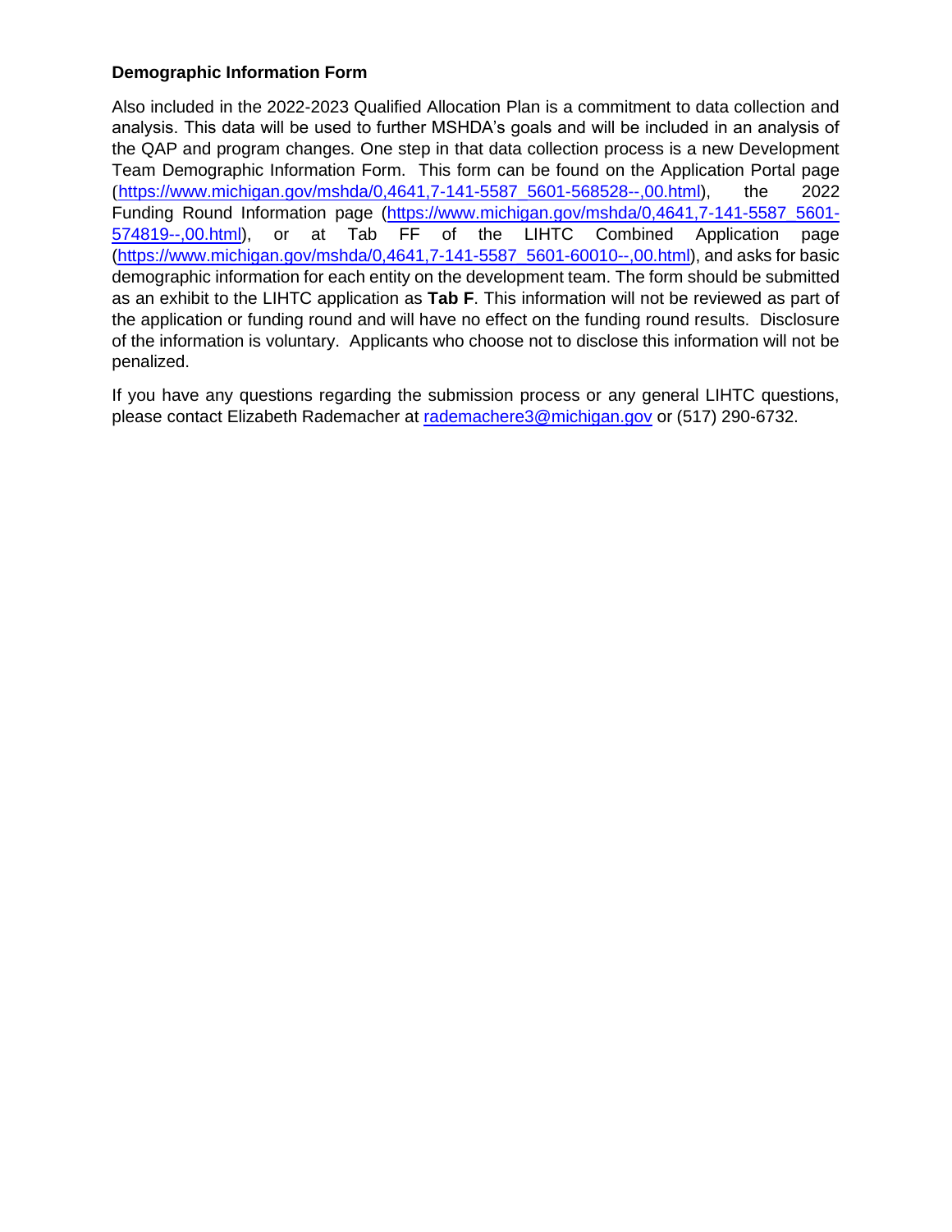**Demographic Information Form**

Also included in the 2022-2023 Qualified Allocation Plan is a commitment to data collection and analysis. This data will be used to further MSHDA's goals and will be included in an analysis of the QAP and program changes. One step in that data collection process is a new Development Team Demographic Information Form. This form can be found on the Application Portal page (https://www.michigan.gov/mshda/0,4641,7-141-5587_5601-568528--,00.html), the 2022 Funding Round Information page (https://www.michigan.gov/mshda/0,4641,7-141-5587_5601-574819--,00.html), or at Tab FF of the LIHTC Combined Application page (https://www.michigan.gov/mshda/0,4641,7-141-5587_5601-60010--,00.html), and asks for basic demographic information for each entity on the development team. The form should be submitted as an exhibit to the LIHTC application as **Tab F**. This information will not be reviewed as part of the application or funding round and will have no effect on the funding round results. Disclosure of the information is voluntary. Applicants who choose not to disclose this information will not be penalized.

If you have any questions regarding the submission process or any general LIHTC questions, please contact Elizabeth Rademacher at rademachere3@michigan.gov or (517) 290-6732.